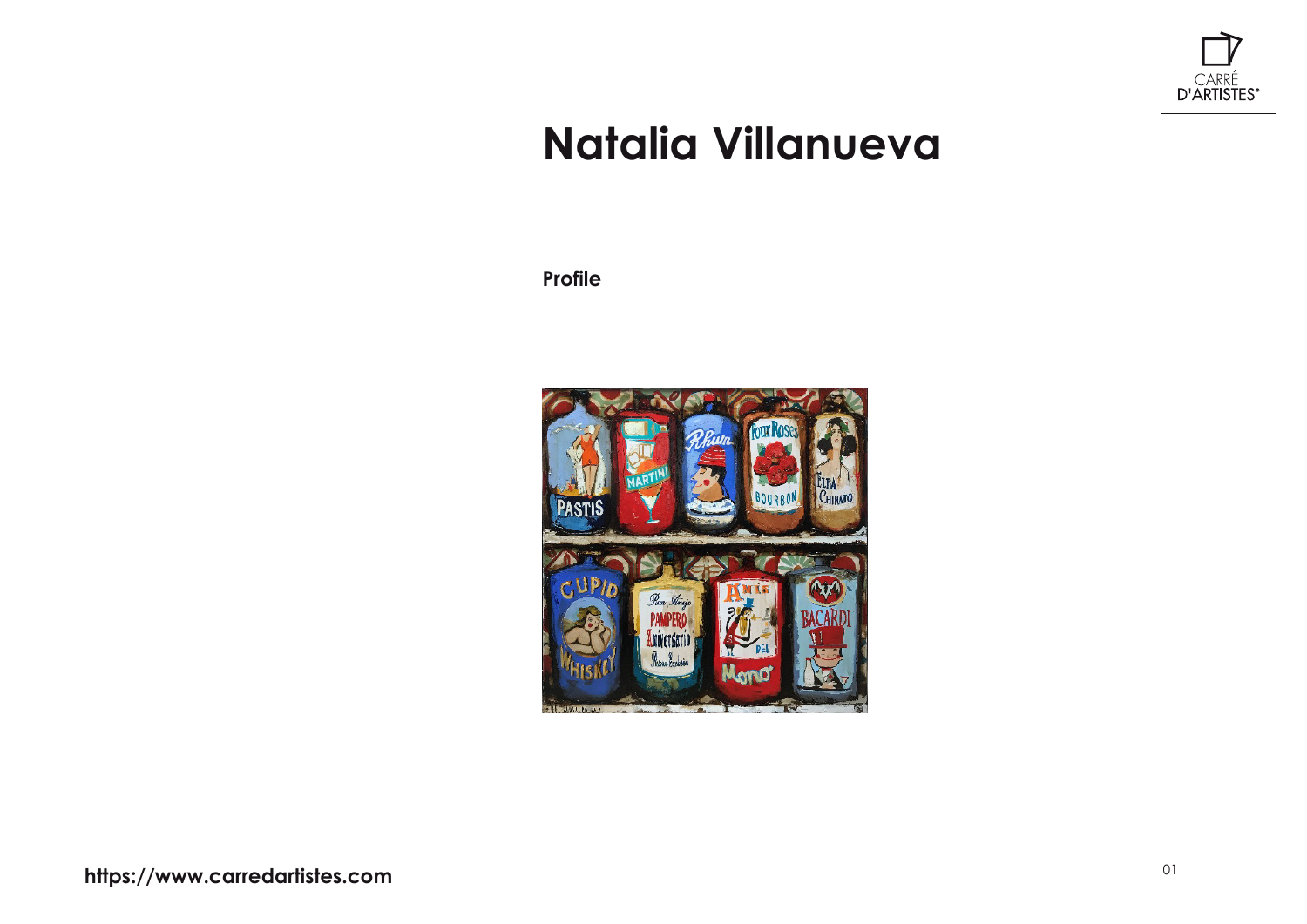# Natalia Villanueva

**Profile**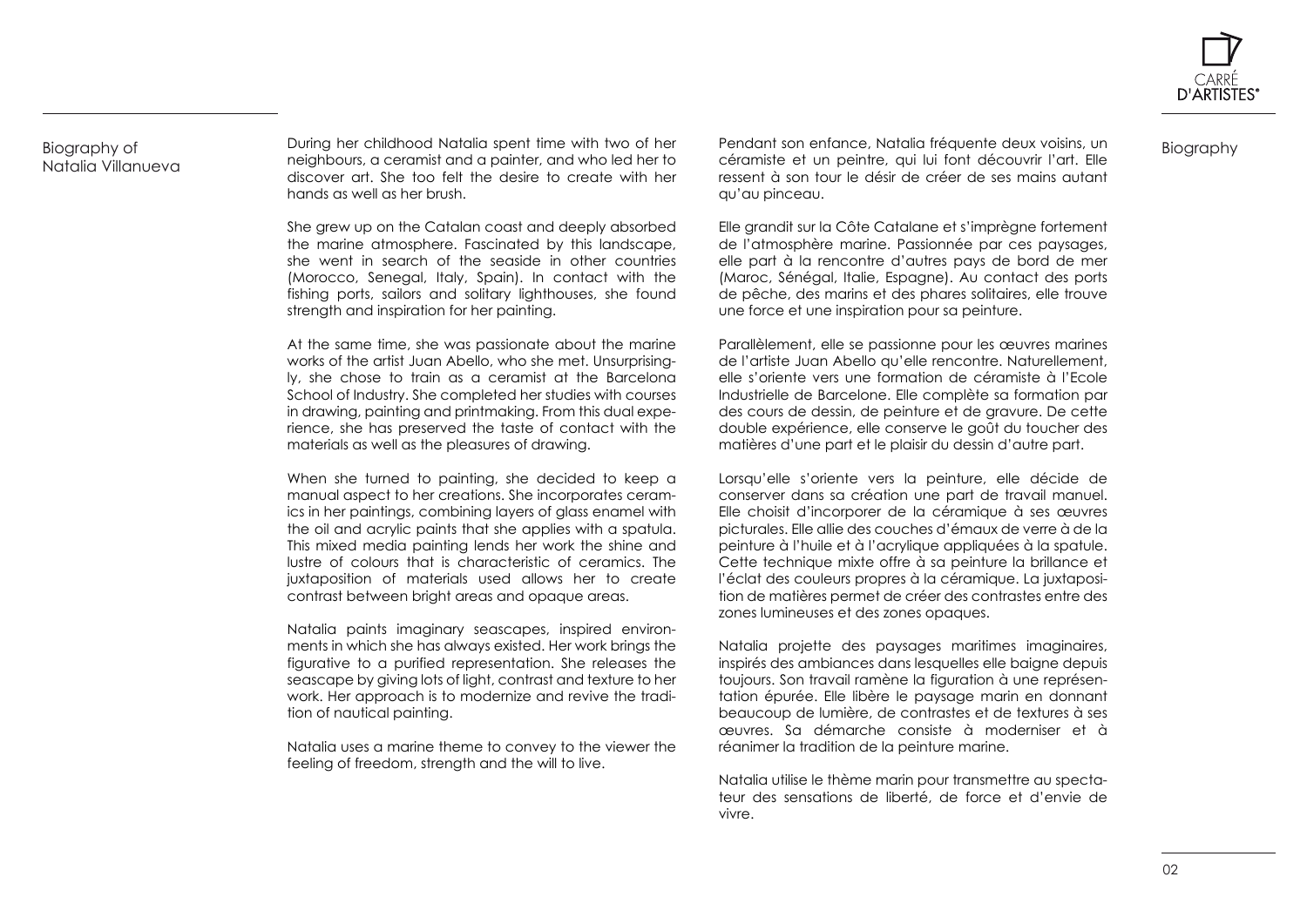## Biography of Natalia Villanueva

During her childhood Natalia spent time with two of her neighbours, a ceramist and a painter, and who led her to discover art. She too felt the desire to create with her hands as well as her brush.

She grew up on the Catalan coast and deeply absorbed the marine atmosphere. Fascinated by this landscape, she went in search of the seaside in other countries (Morocco, Senegal, Italy, Spain). In contact with the fishing ports, sailors and solitary lighthouses, she found strength and inspiration for her painting.

At the same time, she was passionate about the marine works of the artist Juan Abello, who she met. Unsurprisingly, she chose to train as a ceramist at the Barcelona School of Industry. She completed her studies with courses in drawing, painting and printmaking. From this dual experience, she has preserved the taste of contact with the materials as well as the pleasures of drawing.

When she turned to painting, she decided to keep a manual aspect to her creations. She incorporates ceramics in her paintings, combining layers of glass enamel with the oil and acrylic paints that she applies with a spatula. This mixed media painting lends her work the shine and lustre of colours that is characteristic of ceramics. The juxtaposition of materials used allows her to create contrast between bright areas and opaque areas.

Natalia paints imaginary seascapes, inspired environments in which she has always existed. Her work brings the figurative to a purified representation. She releases the seascape by giving lots of light, contrast and texture to her work. Her approach is to modernize and revive the tradition of nautical painting.

Natalia uses a marine theme to convey to the viewer the feeling of freedom, strength and the will to live.

## Biography

Pendant son enfance, Natalia fréquente deux voisins, un céramiste et un peintre, qui lui font découvrir l'art. Elle ressent à son tour le désir de créer de ses mains autant qu'au pinceau.

Elle grandit sur la Côte Catalane et s'imprègne fortement de l'atmosphère marine. Passionnée par ces paysages, elle part à la rencontre d'autres pays de bord de mer (Maroc, Sénégal, Italie, Espagne). Au contact des ports de pêche, des marins et des phares solitaires, elle trouve une force et une inspiration pour sa peinture.

Parallèlement, elle se passionne pour les œuvres marines de l'artiste Juan Abello qu'elle rencontre. Naturellement, elle s'oriente vers une formation de céramiste à l'Ecole Industrielle de Barcelone. Elle complète sa formation par des cours de dessin, de peinture et de gravure. De cette double expérience, elle conserve le goût du toucher des matières d'une part et le plaisir du dessin d'autre part.

Lorsqu'elle s'oriente vers la peinture, elle décide de conserver dans sa création une part de travail manuel. Elle choisit d'incorporer de la céramique à ses œuvres picturales. Elle allie des couches d'émaux de verre à de la peinture à l'huile et à l'acrylique appliquées à la spatule. Cette technique mixte offre à sa peinture la brillance et l'éclat des couleurs propres à la céramique. La juxtaposition de matières permet de créer des contrastes entre des zones lumineuses et des zones opaques.

Natalia projette des paysages maritimes imaginaires, inspirés des ambiances dans lesquelles elle baigne depuis toujours. Son travail ramène la figuration à une représentation épurée. Elle libère le paysage marin en donnant beaucoup de lumière, de contrastes et de textures à ses œuvres. Sa démarche consiste à moderniser et à réanimer la tradition de la peinture marine.

Natalia utilise le thème marin pour transmettre au spectateur des sensations de liberté, de force et d'envie de vivre.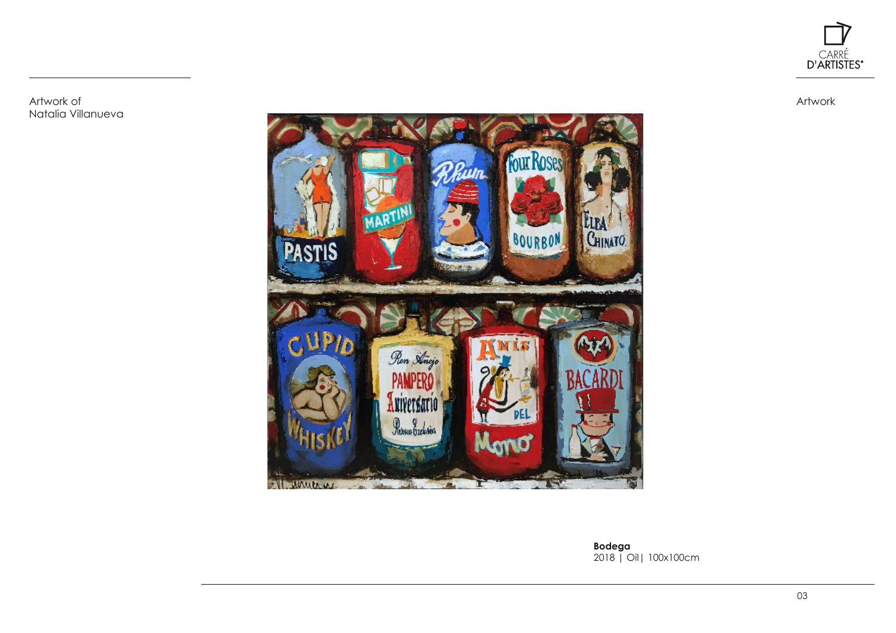Artwork of
Natalia Villanueva

Artwork

**Bodega**
2018 | Oil| 100x100cm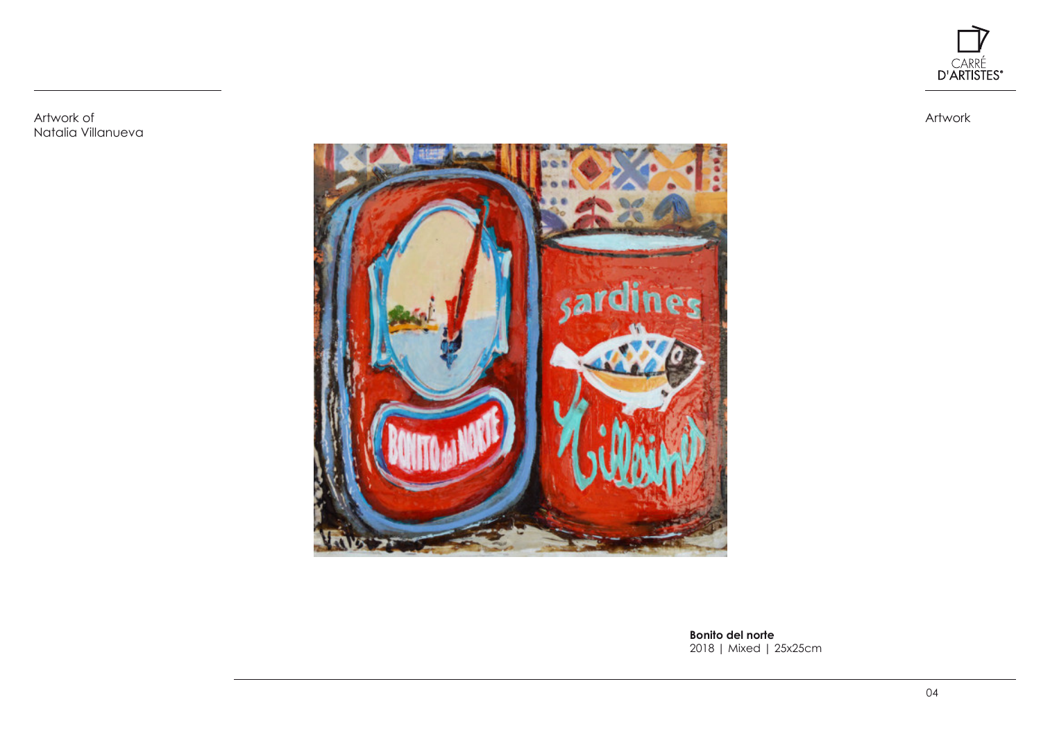Artwork of
Natalia Villanueva

Artwork

**Bonito del norte**
2018 | Mixed | 25x25cm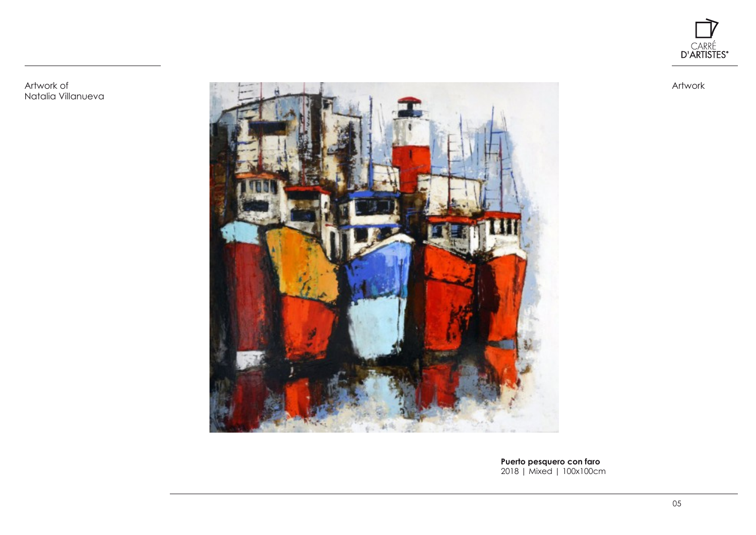Artwork of
Natalia Villanueva

Artwork

**Puerto pesquero con faro**
2018 | Mixed | 100x100cm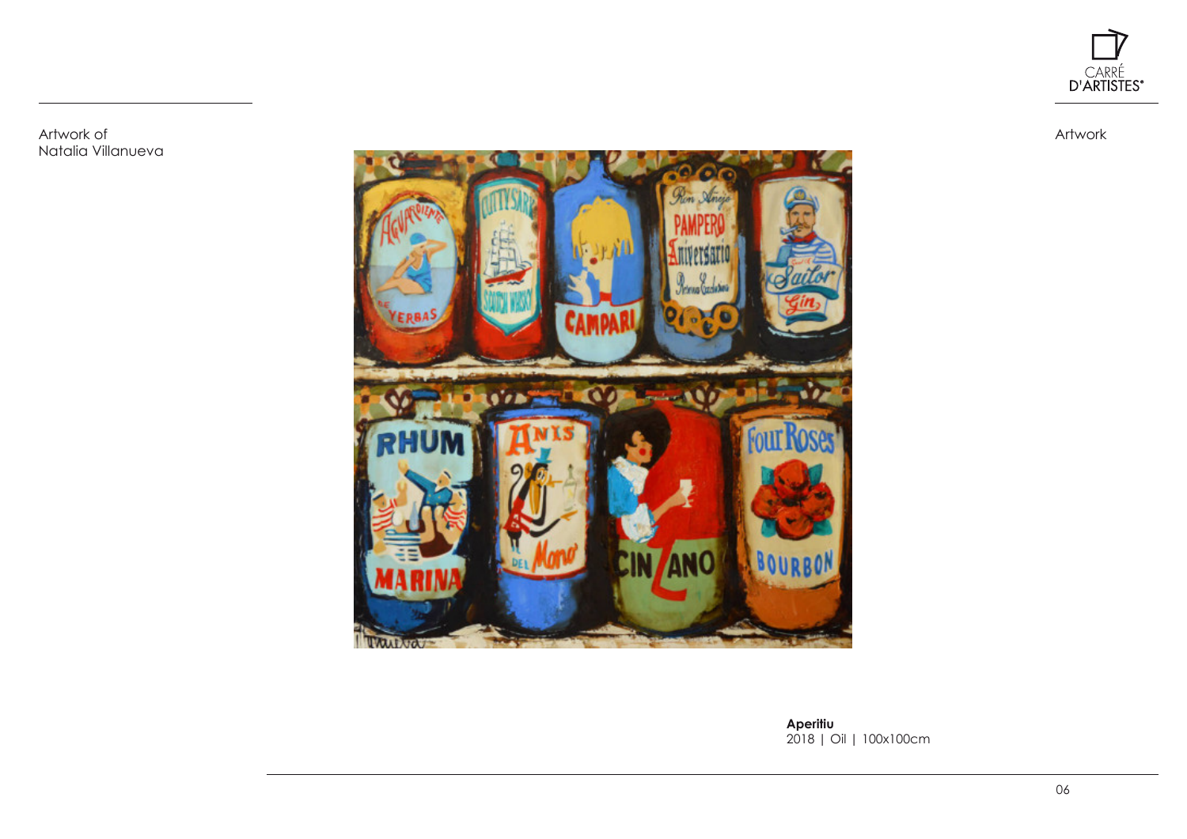Artwork of
Natalia Villanueva

Artwork

**Aperitiu**
2018 | Oil | 100x100cm